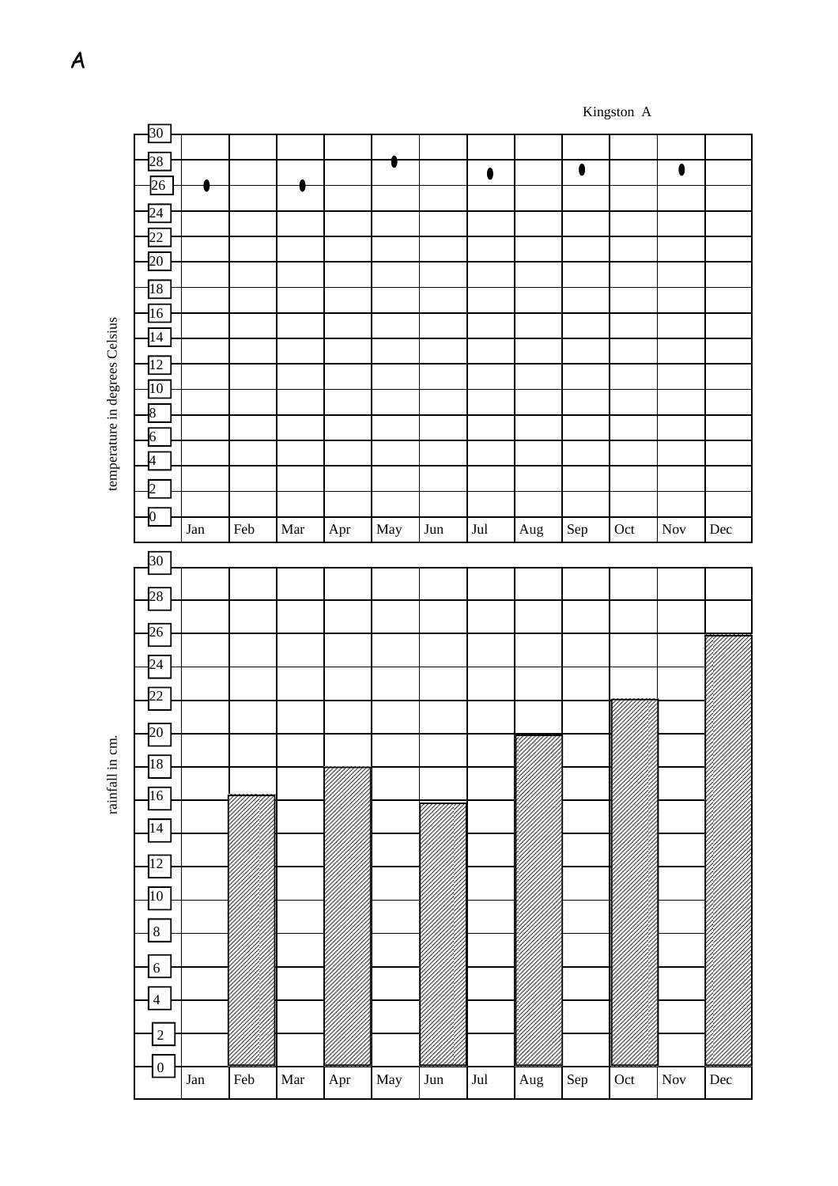**A**

Kingston A

temperature in degrees Celsius

| 30 | | | | | | | | | | | | |
|---|---|---|---|---|---|---|---|---|---|---|---|---|
| 28 | | | | | | | | | | | | |
| 26 | | | | | | | | | | | | |
| 24 | | | | | | | | | | | | |
| 22 | | | | | | | | | | | | |
| 20 | | | | | | | | | | | | |
| 18 | | | | | | | | | | | | |
| 16 | | | | | | | | | | | | |
| 14 | | | | | | | | | | | | |
| 12 | | | | | | | | | | | | |
| 10 | | | | | | | | | | | | |
| 8 | | | | | | | | | | | | |
| 6 | | | | | | | | | | | | |
| 4 | | | | | | | | | | | | |
| 2 | | | | | | | | | | | | |
| 0 | | | | | | | | | | | | |
| | Jan | Feb | Mar | Apr | May | Jun | Jul | Aug | Sep | Oct | Nov | Dec |

rainfall in cm.

| 30 | | | | | | | | | | | | |
|---|---|---|---|---|---|---|---|---|---|---|---|---|
| 28 | | | | | | | | | | | | |
| 26 | | | | | | | | | | | | |
| 24 | | | | | | | | | | | | |
| 22 | | | | | | | | | | | | |
| 20 | | | | | | | | | | | | |
| 18 | | | | | | | | | | | | |
| 16 | | | | | | | | | | | | |
| 14 | | | | | | | | | | | | |
| 12 | | | | | | | | | | | | |
| 10 | | | | | | | | | | | | |
| 8 | | | | | | | | | | | | |
| 6 | | | | | | | | | | | | |
| 4 | | | | | | | | | | | | |
| 2 | | | | | | | | | | | | |
| 0 | | | | | | | | | | | | |
| | Jan | Feb | Mar | Apr | May | Jun | Jul | Aug | Sep | Oct | Nov | Dec |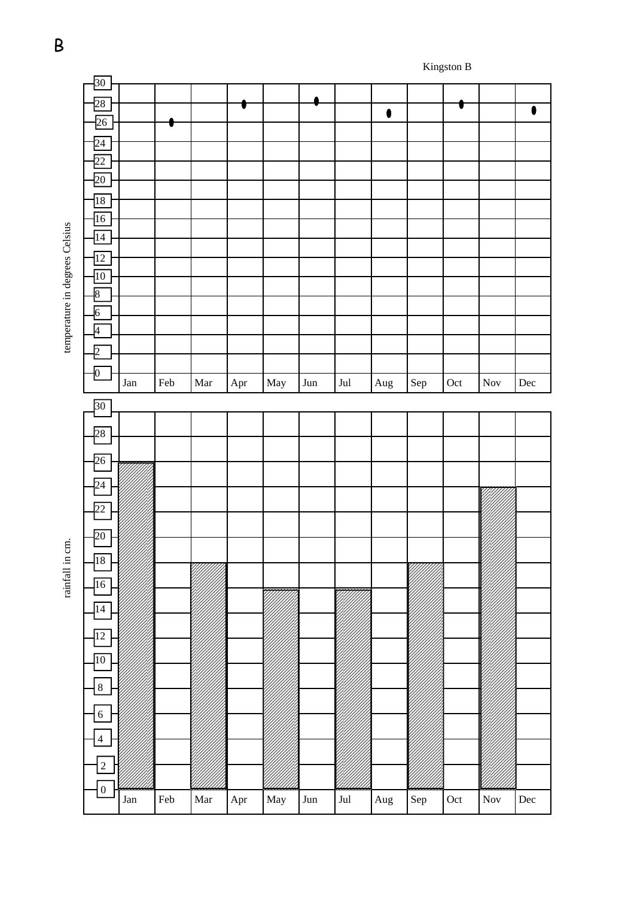B

Kingston B

temperature in degrees Celsius

| | Jan | Feb | Mar | Apr | May | Jun | Jul | Aug | Sep | Oct | Nov | Dec |
|---|---|---|---|---|---|---|---|---|---|---|---|---|
| 30 | | | | | | | | | | | | |
| 28 | | | | | | | | | | | | |
| 26 | | | | | | | | | | | | |
| 24 | | | | | | | | | | | | |
| 22 | | | | | | | | | | | | |
| 20 | | | | | | | | | | | | |
| 18 | | | | | | | | | | | | |
| 16 | | | | | | | | | | | | |
| 14 | | | | | | | | | | | | |
| 12 | | | | | | | | | | | | |
| 10 | | | | | | | | | | | | |
| 8 | | | | | | | | | | | | |
| 6 | | | | | | | | | | | | |
| 4 | | | | | | | | | | | | |
| 2 | | | | | | | | | | | | |
| 0 | | | | | | | | | | | | |

rainfall in cm.

| | Jan | Feb | Mar | Apr | May | Jun | Jul | Aug | Sep | Oct | Nov | Dec |
|---|---|---|---|---|---|---|---|---|---|---|---|---|
| 30 | | | | | | | | | | | | |
| 28 | | | | | | | | | | | | |
| 26 | | | | | | | | | | | | |
| 24 | | | | | | | | | | | | |
| 22 | | | | | | | | | | | | |
| 20 | | | | | | | | | | | | |
| 18 | | | | | | | | | | | | |
| 16 | | | | | | | | | | | | |
| 14 | | | | | | | | | | | | |
| 12 | | | | | | | | | | | | |
| 10 | | | | | | | | | | | | |
| 8 | | | | | | | | | | | | |
| 6 | | | | | | | | | | | | |
| 4 | | | | | | | | | | | | |
| 2 | | | | | | | | | | | | |
| 0 | | | | | | | | | | | | |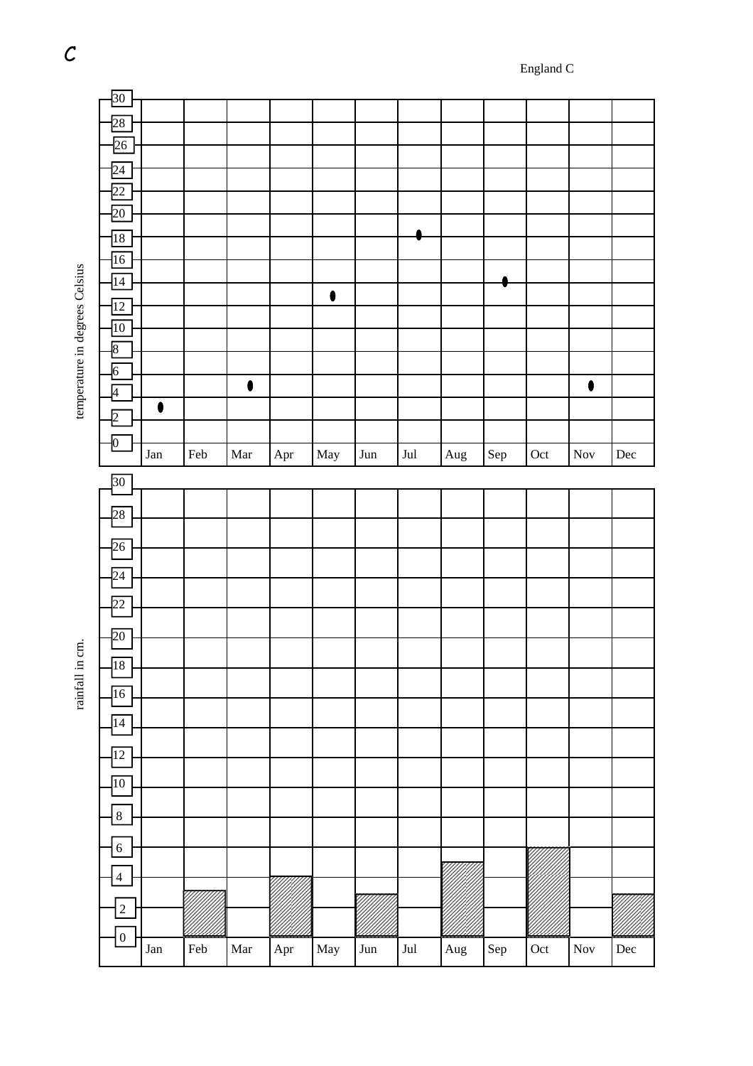*C*

England C

temperature in degrees Celsius

30
28
26
24
22
20
18
16
14
12
10
8
6
4
2
0

Jan Feb Mar Apr May Jun Jul Aug Sep Oct Nov Dec

rainfall in cm.

30
28
26
24
22
20
18
16
14
12
10
8
6
4
2
0

Jan Feb Mar Apr May Jun Jul Aug Sep Oct Nov Dec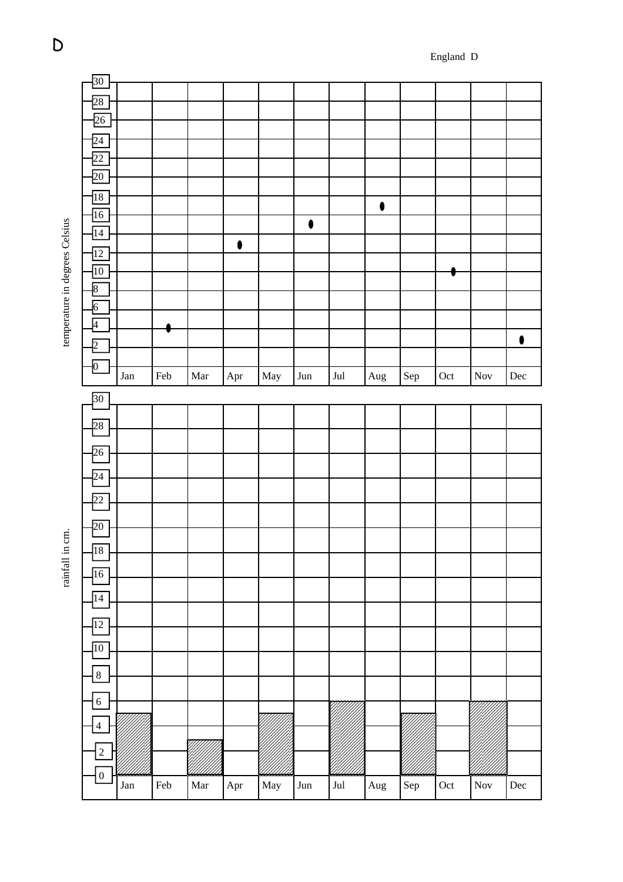D

England D

temperature in degrees Celsius

30
28
26
24
22
20
18
16
14
12
10
8
6
4
2
0

Jan Feb Mar Apr May Jun Jul Aug Sep Oct Nov Dec

rainfall in cm.

30
28
26
24
22
20
18
16
14
12
10
8
6
4
2
0

Jan Feb Mar Apr May Jun Jul Aug Sep Oct Nov Dec